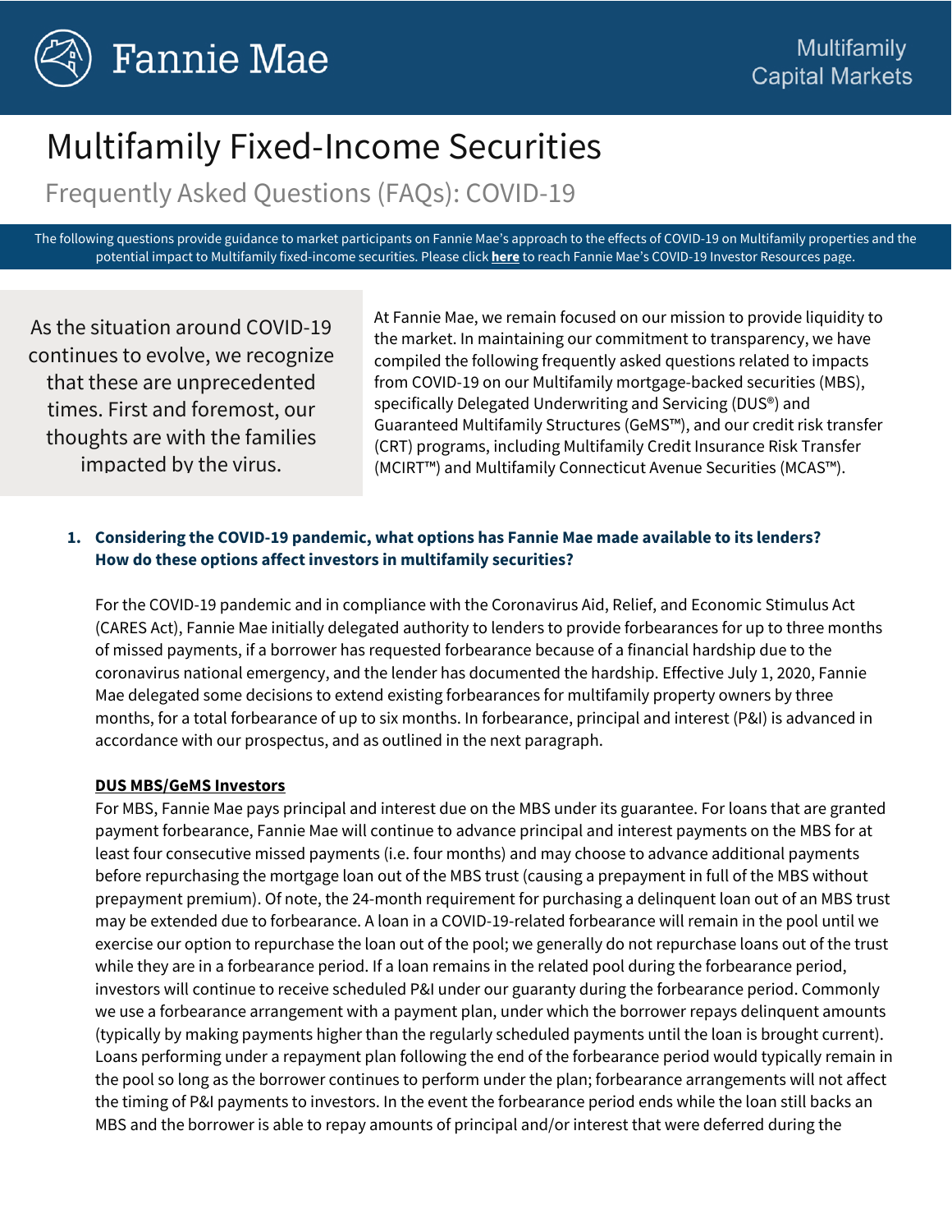Fannie Mae

Multifamily Capital Markets

# Multifamily Fixed-Income Securities

## Frequently Asked Questions (FAQs): COVID-19

The following questions provide guidance to market participants on Fannie Mae's approach to the effects of COVID-19 on Multifamily properties and the potential impact to Multifamily fixed-income securities. Please click **here** to reach Fannie Mae's COVID-19 Investor Resources page.

As the situation around COVID-19 continues to evolve, we recognize that these are unprecedented times. First and foremost, our thoughts are with the families impacted by the virus.

At Fannie Mae, we remain focused on our mission to provide liquidity to the market. In maintaining our commitment to transparency, we have compiled the following frequently asked questions related to impacts from COVID-19 on our Multifamily mortgage-backed securities (MBS), specifically Delegated Underwriting and Servicing (DUS®) and Guaranteed Multifamily Structures (GeMS™), and our credit risk transfer (CRT) programs, including Multifamily Credit Insurance Risk Transfer (MCIRT™) and Multifamily Connecticut Avenue Securities (MCAS™).

1. **Considering the COVID-19 pandemic, what options has Fannie Mae made available to its lenders? How do these options affect investors in multifamily securities?**

For the COVID-19 pandemic and in compliance with the Coronavirus Aid, Relief, and Economic Stimulus Act (CARES Act), Fannie Mae initially delegated authority to lenders to provide forbearances for up to three months of missed payments, if a borrower has requested forbearance because of a financial hardship due to the coronavirus national emergency, and the lender has documented the hardship. Effective July 1, 2020, Fannie Mae delegated some decisions to extend existing forbearances for multifamily property owners by three months, for a total forbearance of up to six months. In forbearance, principal and interest (P&I) is advanced in accordance with our prospectus, and as outlined in the next paragraph.

**DUS MBS/GeMS Investors**

For MBS, Fannie Mae pays principal and interest due on the MBS under its guarantee. For loans that are granted payment forbearance, Fannie Mae will continue to advance principal and interest payments on the MBS for at least four consecutive missed payments (i.e. four months) and may choose to advance additional payments before repurchasing the mortgage loan out of the MBS trust (causing a prepayment in full of the MBS without prepayment premium). Of note, the 24-month requirement for purchasing a delinquent loan out of an MBS trust may be extended due to forbearance. A loan in a COVID-19-related forbearance will remain in the pool until we exercise our option to repurchase the loan out of the pool; we generally do not repurchase loans out of the trust while they are in a forbearance period. If a loan remains in the related pool during the forbearance period, investors will continue to receive scheduled P&I under our guaranty during the forbearance period. Commonly we use a forbearance arrangement with a payment plan, under which the borrower repays delinquent amounts (typically by making payments higher than the regularly scheduled payments until the loan is brought current). Loans performing under a repayment plan following the end of the forbearance period would typically remain in the pool so long as the borrower continues to perform under the plan; forbearance arrangements will not affect the timing of P&I payments to investors. In the event the forbearance period ends while the loan still backs an MBS and the borrower is able to repay amounts of principal and/or interest that were deferred during the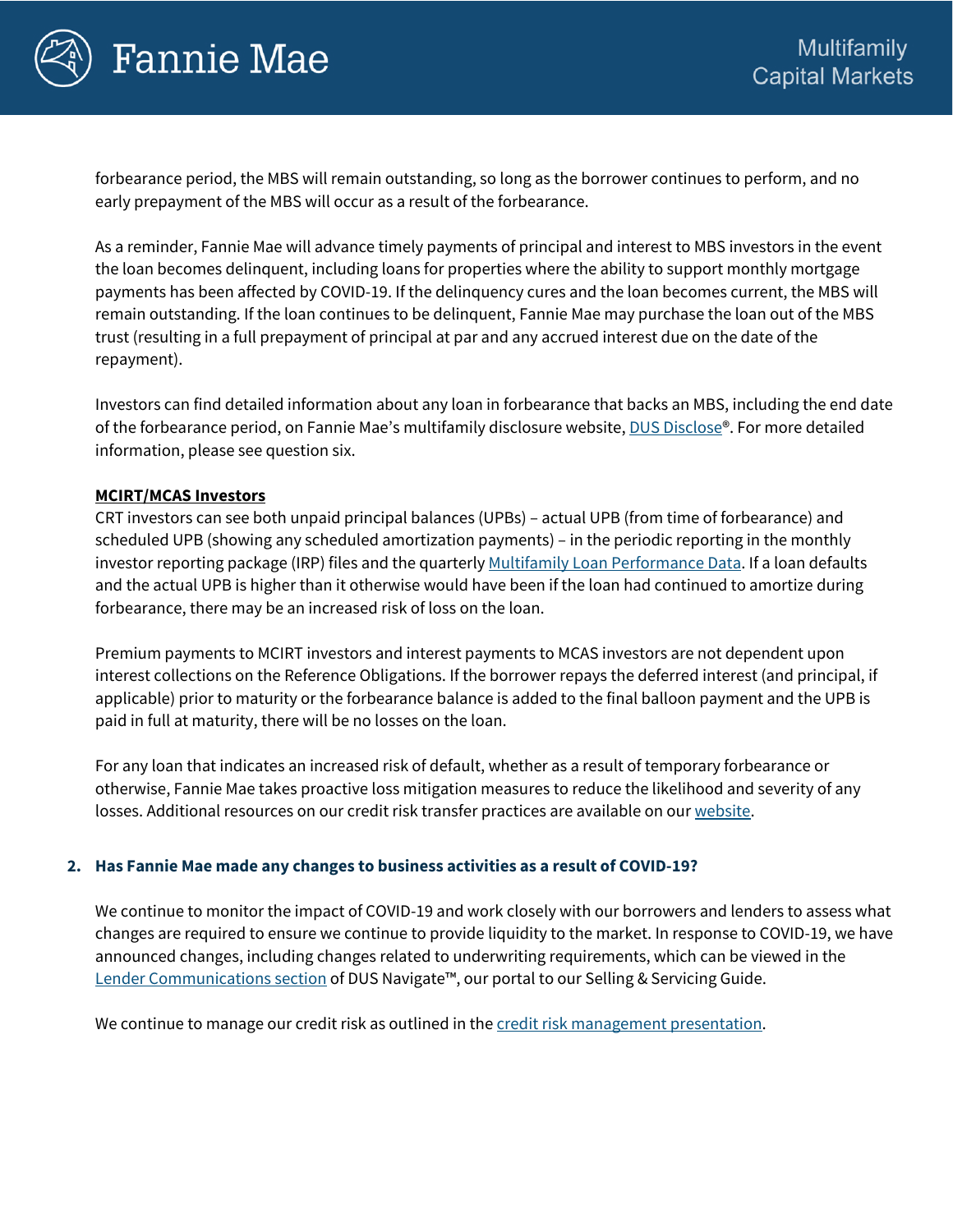forbearance period, the MBS will remain outstanding, so long as the borrower continues to perform, and no early prepayment of the MBS will occur as a result of the forbearance.

As a reminder, Fannie Mae will advance timely payments of principal and interest to MBS investors in the event the loan becomes delinquent, including loans for properties where the ability to support monthly mortgage payments has been affected by COVID-19. If the delinquency cures and the loan becomes current, the MBS will remain outstanding. If the loan continues to be delinquent, Fannie Mae may purchase the loan out of the MBS trust (resulting in a full prepayment of principal at par and any accrued interest due on the date of the repayment).

Investors can find detailed information about any loan in forbearance that backs an MBS, including the end date of the forbearance period, on Fannie Mae's multifamily disclosure website, [DUS Disclose®](). For more detailed information, please see question six.

**MCIRT/MCAS Investors**

CRT investors can see both unpaid principal balances (UPBs) – actual UPB (from time of forbearance) and scheduled UPB (showing any scheduled amortization payments) – in the periodic reporting in the monthly investor reporting package (IRP) files and the quarterly [Multifamily Loan Performance Data](). If a loan defaults and the actual UPB is higher than it otherwise would have been if the loan had continued to amortize during forbearance, there may be an increased risk of loss on the loan.

Premium payments to MCIRT investors and interest payments to MCAS investors are not dependent upon interest collections on the Reference Obligations. If the borrower repays the deferred interest (and principal, if applicable) prior to maturity or the forbearance balance is added to the final balloon payment and the UPB is paid in full at maturity, there will be no losses on the loan.

For any loan that indicates an increased risk of default, whether as a result of temporary forbearance or otherwise, Fannie Mae takes proactive loss mitigation measures to reduce the likelihood and severity of any losses. Additional resources on our credit risk transfer practices are available on our [website]().

### 2. Has Fannie Mae made any changes to business activities as a result of COVID-19?

We continue to monitor the impact of COVID-19 and work closely with our borrowers and lenders to assess what changes are required to ensure we continue to provide liquidity to the market. In response to COVID-19, we have announced changes, including changes related to underwriting requirements, which can be viewed in the [Lender Communications section]() of DUS Navigate™, our portal to our Selling & Servicing Guide.

We continue to manage our credit risk as outlined in the [credit risk management presentation]().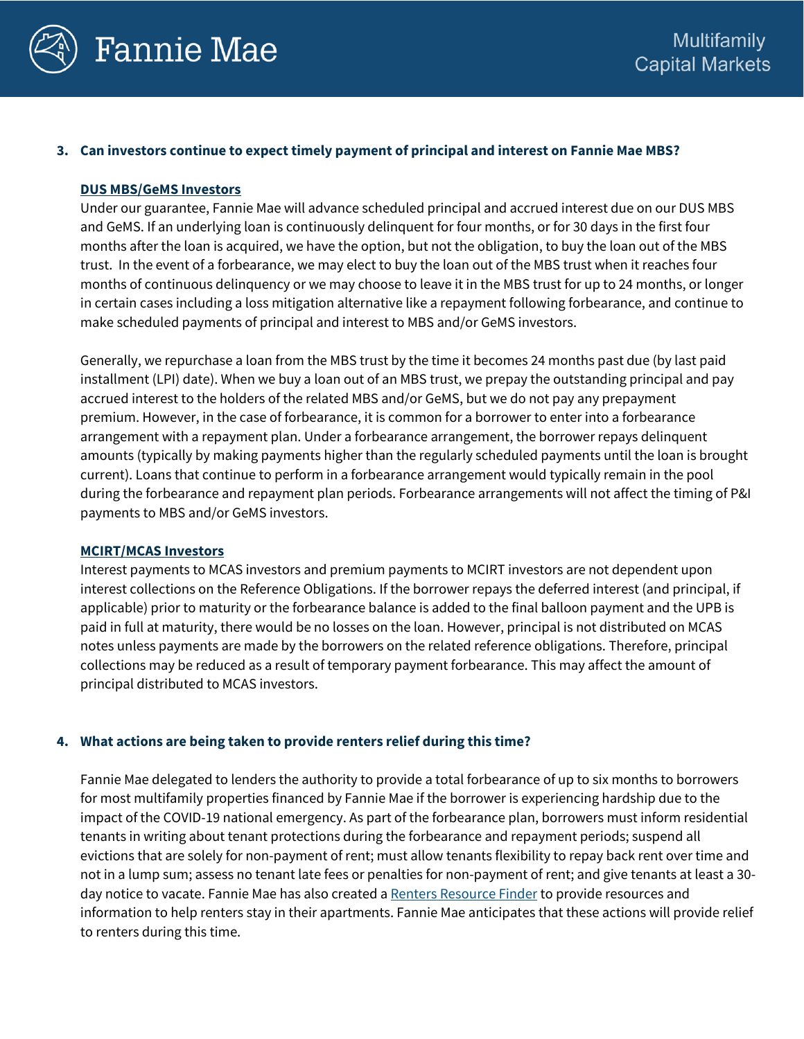**3. Can investors continue to expect timely payment of principal and interest on Fannie Mae MBS?**

**DUS MBS/GeMS Investors**

Under our guarantee, Fannie Mae will advance scheduled principal and accrued interest due on our DUS MBS and GeMS. If an underlying loan is continuously delinquent for four months, or for 30 days in the first four months after the loan is acquired, we have the option, but not the obligation, to buy the loan out of the MBS trust. In the event of a forbearance, we may elect to buy the loan out of the MBS trust when it reaches four months of continuous delinquency or we may choose to leave it in the MBS trust for up to 24 months, or longer in certain cases including a loss mitigation alternative like a repayment following forbearance, and continue to make scheduled payments of principal and interest to MBS and/or GeMS investors.

Generally, we repurchase a loan from the MBS trust by the time it becomes 24 months past due (by last paid installment (LPI) date). When we buy a loan out of an MBS trust, we prepay the outstanding principal and pay accrued interest to the holders of the related MBS and/or GeMS, but we do not pay any prepayment premium. However, in the case of forbearance, it is common for a borrower to enter into a forbearance arrangement with a repayment plan. Under a forbearance arrangement, the borrower repays delinquent amounts (typically by making payments higher than the regularly scheduled payments until the loan is brought current). Loans that continue to perform in a forbearance arrangement would typically remain in the pool during the forbearance and repayment plan periods. Forbearance arrangements will not affect the timing of P&I payments to MBS and/or GeMS investors.

**MCIRT/MCAS Investors**

Interest payments to MCAS investors and premium payments to MCIRT investors are not dependent upon interest collections on the Reference Obligations. If the borrower repays the deferred interest (and principal, if applicable) prior to maturity or the forbearance balance is added to the final balloon payment and the UPB is paid in full at maturity, there would be no losses on the loan. However, principal is not distributed on MCAS notes unless payments are made by the borrowers on the related reference obligations. Therefore, principal collections may be reduced as a result of temporary payment forbearance. This may affect the amount of principal distributed to MCAS investors.

**4. What actions are being taken to provide renters relief during this time?**

Fannie Mae delegated to lenders the authority to provide a total forbearance of up to six months to borrowers for most multifamily properties financed by Fannie Mae if the borrower is experiencing hardship due to the impact of the COVID-19 national emergency. As part of the forbearance plan, borrowers must inform residential tenants in writing about tenant protections during the forbearance and repayment periods; suspend all evictions that are solely for non-payment of rent; must allow tenants flexibility to repay back rent over time and not in a lump sum; assess no tenant late fees or penalties for non-payment of rent; and give tenants at least a 30-day notice to vacate. Fannie Mae has also created a Renters Resource Finder to provide resources and information to help renters stay in their apartments. Fannie Mae anticipates that these actions will provide relief to renters during this time.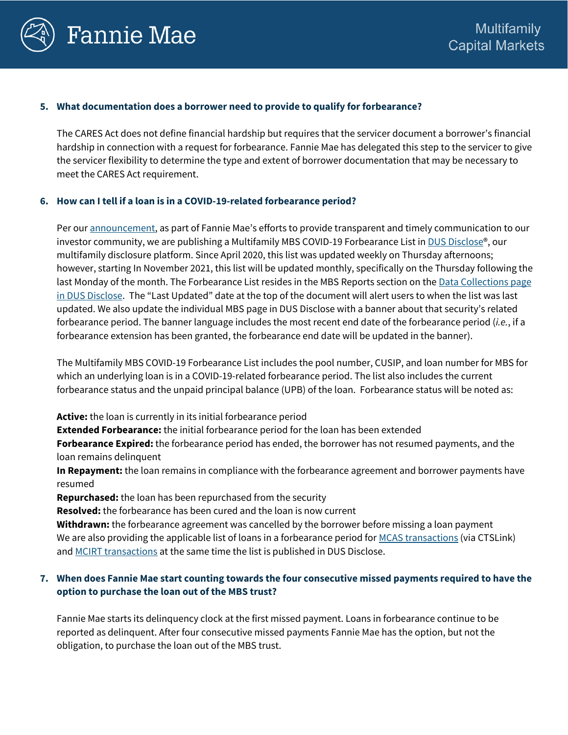### 5. What documentation does a borrower need to provide to qualify for forbearance?

The CARES Act does not define financial hardship but requires that the servicer document a borrower's financial hardship in connection with a request for forbearance. Fannie Mae has delegated this step to the servicer to give the servicer flexibility to determine the type and extent of borrower documentation that may be necessary to meet the CARES Act requirement.

### 6. How can I tell if a loan is in a COVID-19-related forbearance period?

Per our announcement, as part of Fannie Mae's efforts to provide transparent and timely communication to our investor community, we are publishing a Multifamily MBS COVID-19 Forbearance List in DUS Disclose®, our multifamily disclosure platform. Since April 2020, this list was updated weekly on Thursday afternoons; however, starting In November 2021, this list will be updated monthly, specifically on the Thursday following the last Monday of the month. The Forbearance List resides in the MBS Reports section on the Data Collections page in DUS Disclose. The "Last Updated" date at the top of the document will alert users to when the list was last updated. We also update the individual MBS page in DUS Disclose with a banner about that security's related forbearance period. The banner language includes the most recent end date of the forbearance period (*i.e.*, if a forbearance extension has been granted, the forbearance end date will be updated in the banner).

The Multifamily MBS COVID-19 Forbearance List includes the pool number, CUSIP, and loan number for MBS for which an underlying loan is in a COVID-19-related forbearance period. The list also includes the current forbearance status and the unpaid principal balance (UPB) of the loan. Forbearance status will be noted as:

**Active:** the loan is currently in its initial forbearance period
**Extended Forbearance:** the initial forbearance period for the loan has been extended
**Forbearance Expired:** the forbearance period has ended, the borrower has not resumed payments, and the loan remains delinquent
**In Repayment:** the loan remains in compliance with the forbearance agreement and borrower payments have resumed
**Repurchased:** the loan has been repurchased from the security
**Resolved:** the forbearance has been cured and the loan is now current
**Withdrawn:** the forbearance agreement was cancelled by the borrower before missing a loan payment
We are also providing the applicable list of loans in a forbearance period for MCAS transactions (via CTSLink) and MCIRT transactions at the same time the list is published in DUS Disclose.

### 7. When does Fannie Mae start counting towards the four consecutive missed payments required to have the option to purchase the loan out of the MBS trust?

Fannie Mae starts its delinquency clock at the first missed payment. Loans in forbearance continue to be reported as delinquent. After four consecutive missed payments Fannie Mae has the option, but not the obligation, to purchase the loan out of the MBS trust.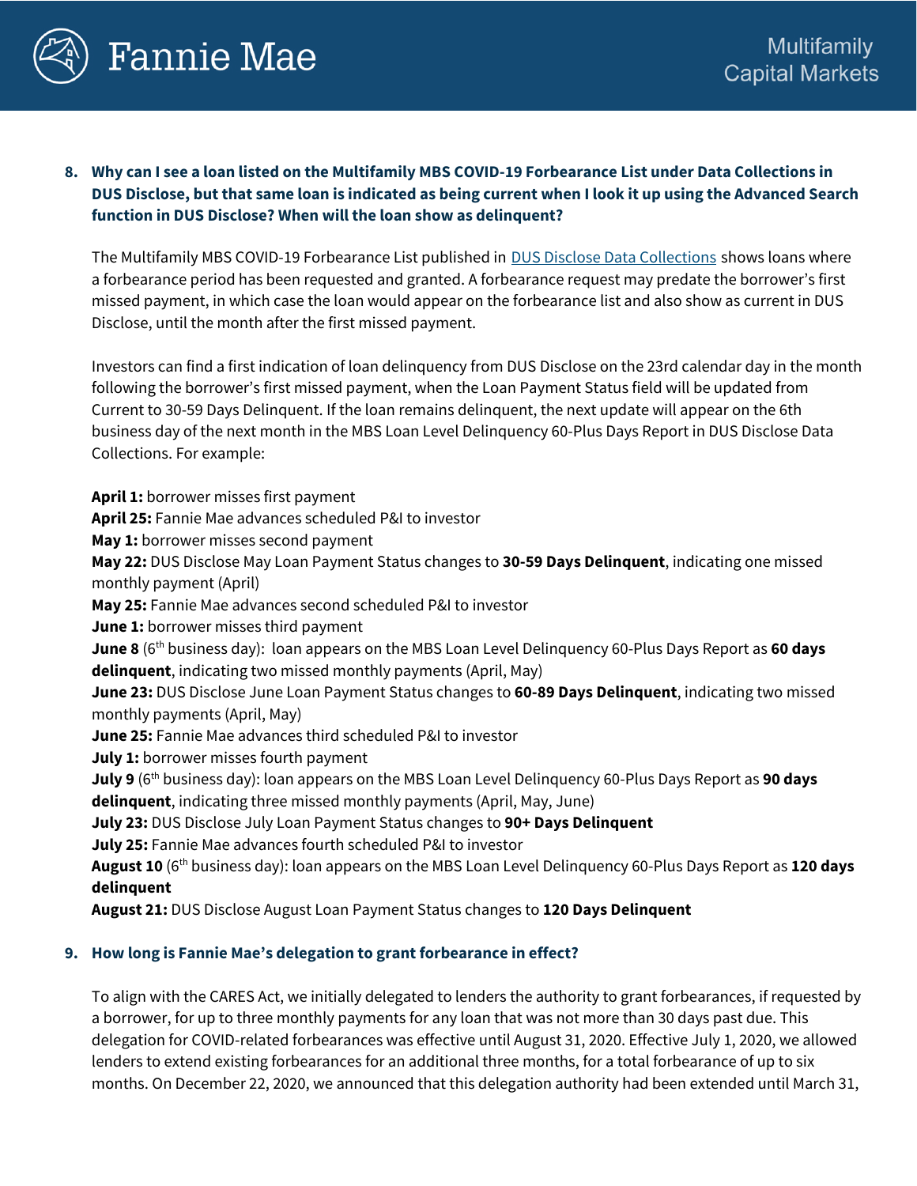8. **Why can I see a loan listed on the Multifamily MBS COVID-19 Forbearance List under Data Collections in DUS Disclose, but that same loan is indicated as being current when I look it up using the Advanced Search function in DUS Disclose? When will the loan show as delinquent?**

   The Multifamily MBS COVID-19 Forbearance List published in DUS Disclose Data Collections shows loans where a forbearance period has been requested and granted. A forbearance request may predate the borrower's first missed payment, in which case the loan would appear on the forbearance list and also show as current in DUS Disclose, until the month after the first missed payment.

   Investors can find a first indication of loan delinquency from DUS Disclose on the 23rd calendar day in the month following the borrower's first missed payment, when the Loan Payment Status field will be updated from Current to 30-59 Days Delinquent. If the loan remains delinquent, the next update will appear on the 6th business day of the next month in the MBS Loan Level Delinquency 60-Plus Days Report in DUS Disclose Data Collections. For example:

   **April 1:** borrower misses first payment
   **April 25:** Fannie Mae advances scheduled P&I to investor
   **May 1:** borrower misses second payment
   **May 22:** DUS Disclose May Loan Payment Status changes to **30-59 Days Delinquent**, indicating one missed monthly payment (April)
   **May 25:** Fannie Mae advances second scheduled P&I to investor
   **June 1:** borrower misses third payment
   **June 8** (6th business day): loan appears on the MBS Loan Level Delinquency 60-Plus Days Report as **60 days delinquent**, indicating two missed monthly payments (April, May)
   **June 23:** DUS Disclose June Loan Payment Status changes to **60-89 Days Delinquent**, indicating two missed monthly payments (April, May)
   **June 25:** Fannie Mae advances third scheduled P&I to investor
   **July 1:** borrower misses fourth payment
   **July 9** (6th business day): loan appears on the MBS Loan Level Delinquency 60-Plus Days Report as **90 days delinquent**, indicating three missed monthly payments (April, May, June)
   **July 23:** DUS Disclose July Loan Payment Status changes to **90+ Days Delinquent**
   **July 25:** Fannie Mae advances fourth scheduled P&I to investor
   **August 10** (6th business day): loan appears on the MBS Loan Level Delinquency 60-Plus Days Report as **120 days delinquent**
   **August 21:** DUS Disclose August Loan Payment Status changes to **120 Days Delinquent**

9. **How long is Fannie Mae's delegation to grant forbearance in effect?**

   To align with the CARES Act, we initially delegated to lenders the authority to grant forbearances, if requested by a borrower, for up to three monthly payments for any loan that was not more than 30 days past due. This delegation for COVID-related forbearances was effective until August 31, 2020. Effective July 1, 2020, we allowed lenders to extend existing forbearances for an additional three months, for a total forbearance of up to six months. On December 22, 2020, we announced that this delegation authority had been extended until March 31,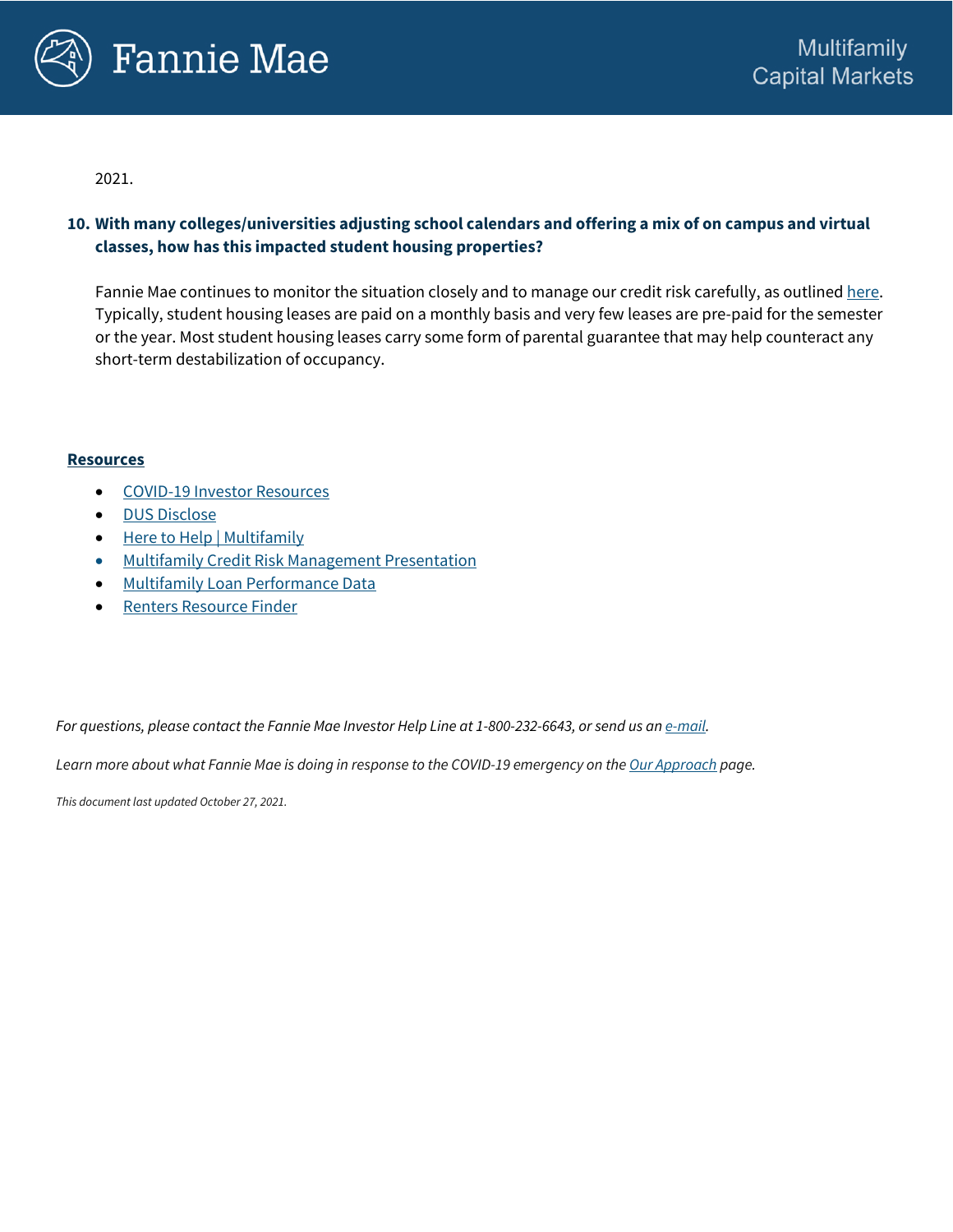2021.

**10. With many colleges/universities adjusting school calendars and offering a mix of on campus and virtual classes, how has this impacted student housing properties?**

Fannie Mae continues to monitor the situation closely and to manage our credit risk carefully, as outlined here. Typically, student housing leases are paid on a monthly basis and very few leases are pre-paid for the semester or the year. Most student housing leases carry some form of parental guarantee that may help counteract any short-term destabilization of occupancy.

**Resources**

- COVID-19 Investor Resources
- DUS Disclose
- Here to Help | Multifamily
- Multifamily Credit Risk Management Presentation
- Multifamily Loan Performance Data
- Renters Resource Finder

*For questions, please contact the Fannie Mae Investor Help Line at 1-800-232-6643, or send us an e-mail.*

*Learn more about what Fannie Mae is doing in response to the COVID-19 emergency on the Our Approach page.*

*This document last updated October 27, 2021.*